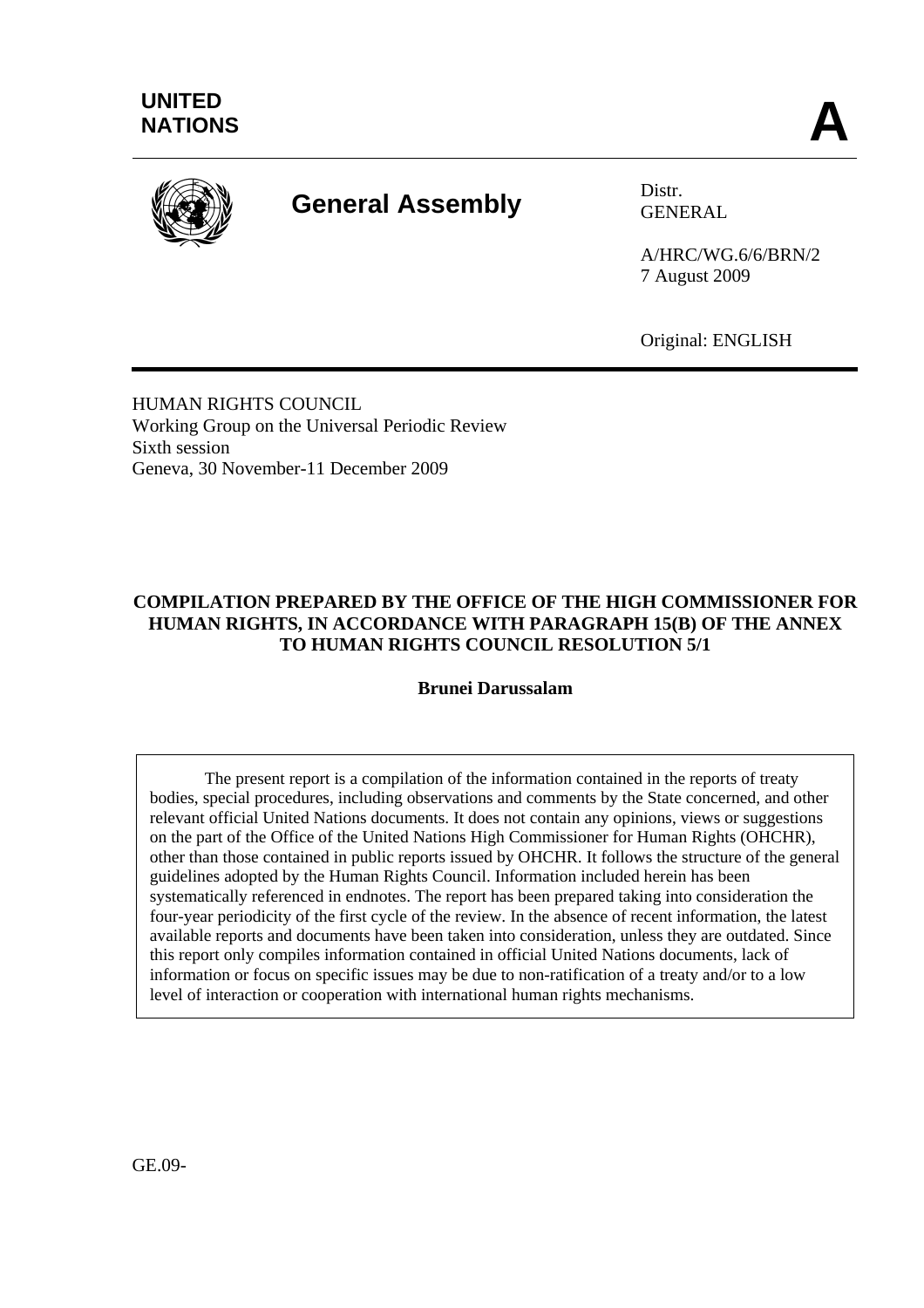**UNITED NATIONS**

**A**

# General Assembly

Distr.
GENERAL

A/HRC/WG.6/6/BRN/2
7 August 2009

Original: ENGLISH

HUMAN RIGHTS COUNCIL
Working Group on the Universal Periodic Review
Sixth session
Geneva, 30 November-11 December 2009

## COMPILATION PREPARED BY THE OFFICE OF THE HIGH COMMISSIONER FOR HUMAN RIGHTS, IN ACCORDANCE WITH PARAGRAPH 15(B) OF THE ANNEX TO HUMAN RIGHTS COUNCIL RESOLUTION 5/1

### Brunei Darussalam

The present report is a compilation of the information contained in the reports of treaty bodies, special procedures, including observations and comments by the State concerned, and other relevant official United Nations documents. It does not contain any opinions, views or suggestions on the part of the Office of the United Nations High Commissioner for Human Rights (OHCHR), other than those contained in public reports issued by OHCHR. It follows the structure of the general guidelines adopted by the Human Rights Council. Information included herein has been systematically referenced in endnotes. The report has been prepared taking into consideration the four-year periodicity of the first cycle of the review. In the absence of recent information, the latest available reports and documents have been taken into consideration, unless they are outdated. Since this report only compiles information contained in official United Nations documents, lack of information or focus on specific issues may be due to non-ratification of a treaty and/or to a low level of interaction or cooperation with international human rights mechanisms.

GE.09-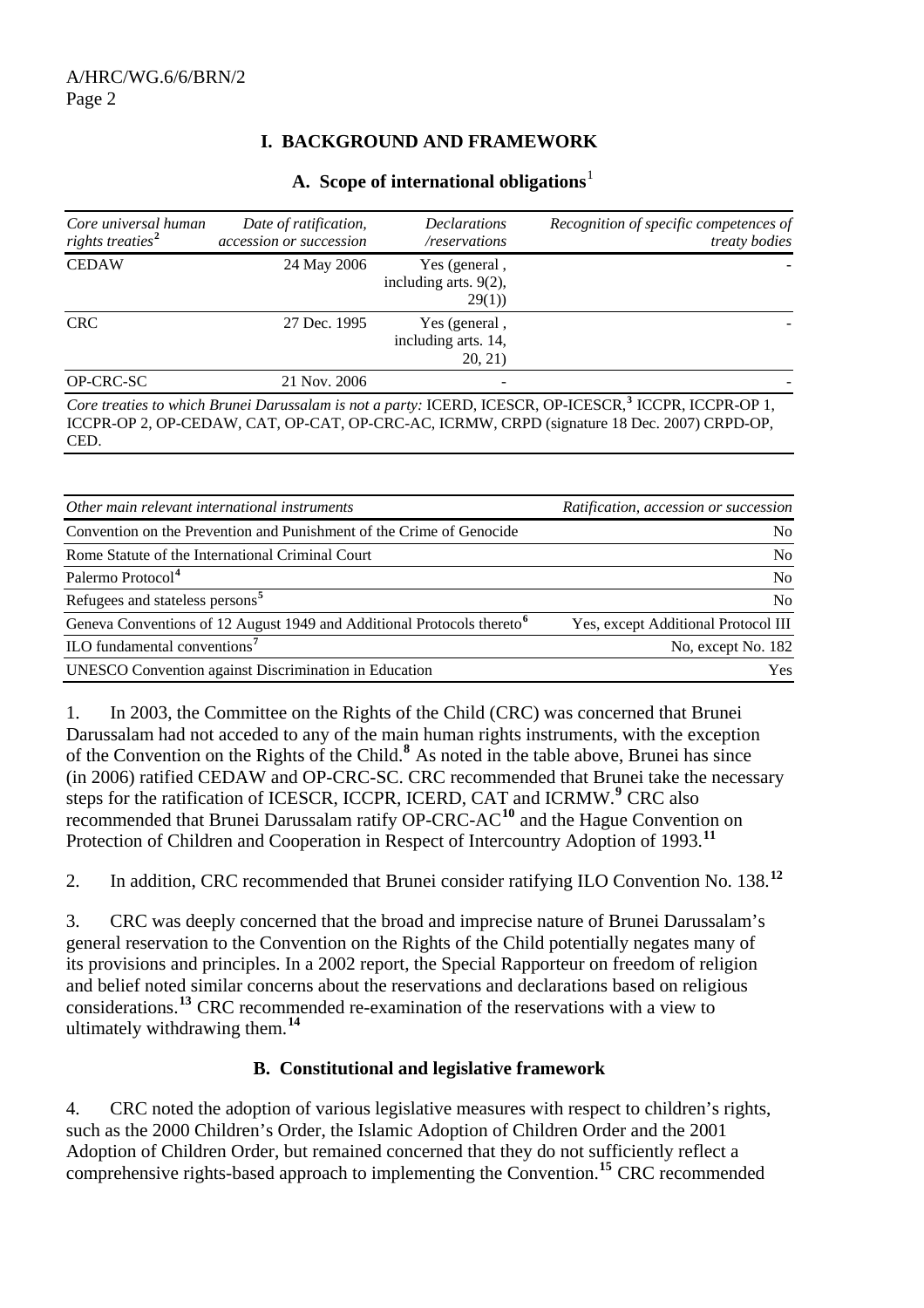# I. BACKGROUND AND FRAMEWORK

## A. Scope of international obligations[1]

| *Core universal human rights treaties*[2] | *Date of ratification, accession or succession* | *Declarations /reservations* | *Recognition of specific competences of treaty bodies* |
|---|---|---|---|
| CEDAW | 24 May 2006 | Yes (general , including arts. 9(2), 29(1)) | - |
| CRC | 27 Dec. 1995 | Yes (general , including arts. 14, 20, 21) | - |
| OP-CRC-SC | 21 Nov. 2006 | - | - |

*Core treaties to which Brunei Darussalam is not a party:* ICERD, ICESCR, OP-ICESCR,[3] ICCPR, ICCPR-OP 1, ICCPR-OP 2, OP-CEDAW, CAT, OP-CAT, OP-CRC-AC, ICRMW, CRPD (signature 18 Dec. 2007) CRPD-OP, CED.

| *Other main relevant international instruments* | *Ratification, accession or succession* |
|---|---|
| Convention on the Prevention and Punishment of the Crime of Genocide | No |
| Rome Statute of the International Criminal Court | No |
| Palermo Protocol[4] | No |
| Refugees and stateless persons[5] | No |
| Geneva Conventions of 12 August 1949 and Additional Protocols thereto[6] | Yes, except Additional Protocol III |
| ILO fundamental conventions[7] | No, except No. 182 |
| UNESCO Convention against Discrimination in Education | Yes |

1. In 2003, the Committee on the Rights of the Child (CRC) was concerned that Brunei Darussalam had not acceded to any of the main human rights instruments, with the exception of the Convention on the Rights of the Child.[8] As noted in the table above, Brunei has since (in 2006) ratified CEDAW and OP-CRC-SC. CRC recommended that Brunei take the necessary steps for the ratification of ICESCR, ICCPR, ICERD, CAT and ICRMW.[9] CRC also recommended that Brunei Darussalam ratify OP-CRC-AC[10] and the Hague Convention on Protection of Children and Cooperation in Respect of Intercountry Adoption of 1993.[11]

2. In addition, CRC recommended that Brunei consider ratifying ILO Convention No. 138.[12]

3. CRC was deeply concerned that the broad and imprecise nature of Brunei Darussalam's general reservation to the Convention on the Rights of the Child potentially negates many of its provisions and principles. In a 2002 report, the Special Rapporteur on freedom of religion and belief noted similar concerns about the reservations and declarations based on religious considerations.[13] CRC recommended re-examination of the reservations with a view to ultimately withdrawing them.[14]

## B. Constitutional and legislative framework

4. CRC noted the adoption of various legislative measures with respect to children's rights, such as the 2000 Children's Order, the Islamic Adoption of Children Order and the 2001 Adoption of Children Order, but remained concerned that they do not sufficiently reflect a comprehensive rights-based approach to implementing the Convention.[15] CRC recommended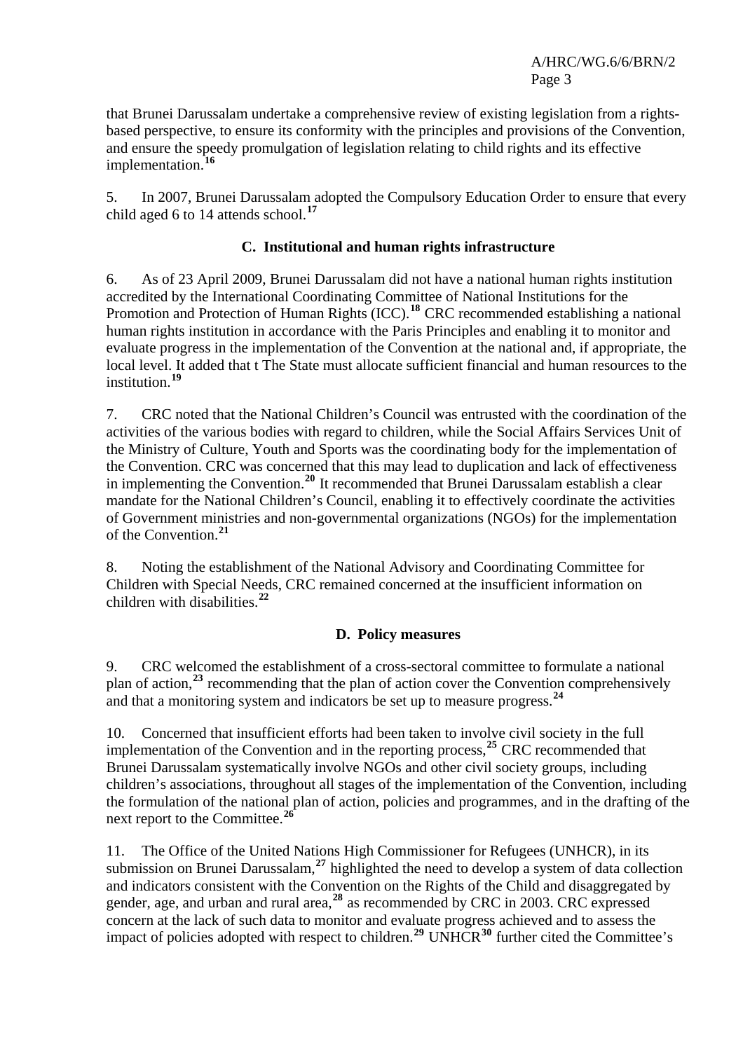that Brunei Darussalam undertake a comprehensive review of existing legislation from a rights-based perspective, to ensure its conformity with the principles and provisions of the Convention, and ensure the speedy promulgation of legislation relating to child rights and its effective implementation.[16]

5. In 2007, Brunei Darussalam adopted the Compulsory Education Order to ensure that every child aged 6 to 14 attends school.[17]

### C. Institutional and human rights infrastructure

6. As of 23 April 2009, Brunei Darussalam did not have a national human rights institution accredited by the International Coordinating Committee of National Institutions for the Promotion and Protection of Human Rights (ICC).[18] CRC recommended establishing a national human rights institution in accordance with the Paris Principles and enabling it to monitor and evaluate progress in the implementation of the Convention at the national and, if appropriate, the local level. It added that t The State must allocate sufficient financial and human resources to the institution.[19]

7. CRC noted that the National Children's Council was entrusted with the coordination of the activities of the various bodies with regard to children, while the Social Affairs Services Unit of the Ministry of Culture, Youth and Sports was the coordinating body for the implementation of the Convention. CRC was concerned that this may lead to duplication and lack of effectiveness in implementing the Convention.[20] It recommended that Brunei Darussalam establish a clear mandate for the National Children's Council, enabling it to effectively coordinate the activities of Government ministries and non-governmental organizations (NGOs) for the implementation of the Convention.[21]

8. Noting the establishment of the National Advisory and Coordinating Committee for Children with Special Needs, CRC remained concerned at the insufficient information on children with disabilities.[22]

### D. Policy measures

9. CRC welcomed the establishment of a cross-sectoral committee to formulate a national plan of action,[23] recommending that the plan of action cover the Convention comprehensively and that a monitoring system and indicators be set up to measure progress.[24]

10. Concerned that insufficient efforts had been taken to involve civil society in the full implementation of the Convention and in the reporting process,[25] CRC recommended that Brunei Darussalam systematically involve NGOs and other civil society groups, including children's associations, throughout all stages of the implementation of the Convention, including the formulation of the national plan of action, policies and programmes, and in the drafting of the next report to the Committee.[26]

11. The Office of the United Nations High Commissioner for Refugees (UNHCR), in its submission on Brunei Darussalam,[27] highlighted the need to develop a system of data collection and indicators consistent with the Convention on the Rights of the Child and disaggregated by gender, age, and urban and rural area,[28] as recommended by CRC in 2003. CRC expressed concern at the lack of such data to monitor and evaluate progress achieved and to assess the impact of policies adopted with respect to children.[29] UNHCR[30] further cited the Committee's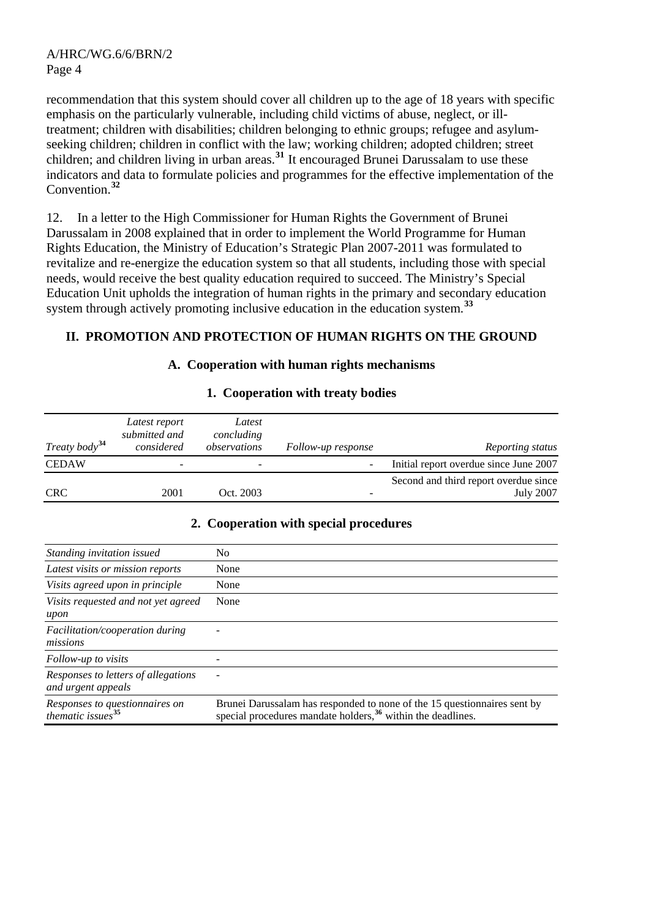recommendation that this system should cover all children up to the age of 18 years with specific emphasis on the particularly vulnerable, including child victims of abuse, neglect, or ill-treatment; children with disabilities; children belonging to ethnic groups; refugee and asylum-seeking children; children in conflict with the law; working children; adopted children; street children; and children living in urban areas.[31] It encouraged Brunei Darussalam to use these indicators and data to formulate policies and programmes for the effective implementation of the Convention.[32]

12. In a letter to the High Commissioner for Human Rights the Government of Brunei Darussalam in 2008 explained that in order to implement the World Programme for Human Rights Education, the Ministry of Education's Strategic Plan 2007-2011 was formulated to revitalize and re-energize the education system so that all students, including those with special needs, would receive the best quality education required to succeed. The Ministry's Special Education Unit upholds the integration of human rights in the primary and secondary education system through actively promoting inclusive education in the education system.[33]

## II. PROMOTION AND PROTECTION OF HUMAN RIGHTS ON THE GROUND

### A. Cooperation with human rights mechanisms

#### 1. Cooperation with treaty bodies

| *Treaty body*[34] | *Latest report submitted and considered* | *Latest concluding observations* | *Follow-up response* | *Reporting status* |
|---|---|---|---|---|
| CEDAW | - | - | - | Initial report overdue since June 2007 |
| CRC | 2001 | Oct. 2003 | - | Second and third report overdue since July 2007 |

#### 2. Cooperation with special procedures

| | |
|---|---|
| *Standing invitation issued* | No |
| *Latest visits or mission reports* | None |
| *Visits agreed upon in principle* | None |
| *Visits requested and not yet agreed upon* | None |
| *Facilitation/cooperation during missions* | - |
| *Follow-up to visits* | - |
| *Responses to letters of allegations and urgent appeals* | - |
| *Responses to questionnaires on thematic issues*[35] | Brunei Darussalam has responded to none of the 15 questionnaires sent by special procedures mandate holders,[36] within the deadlines. |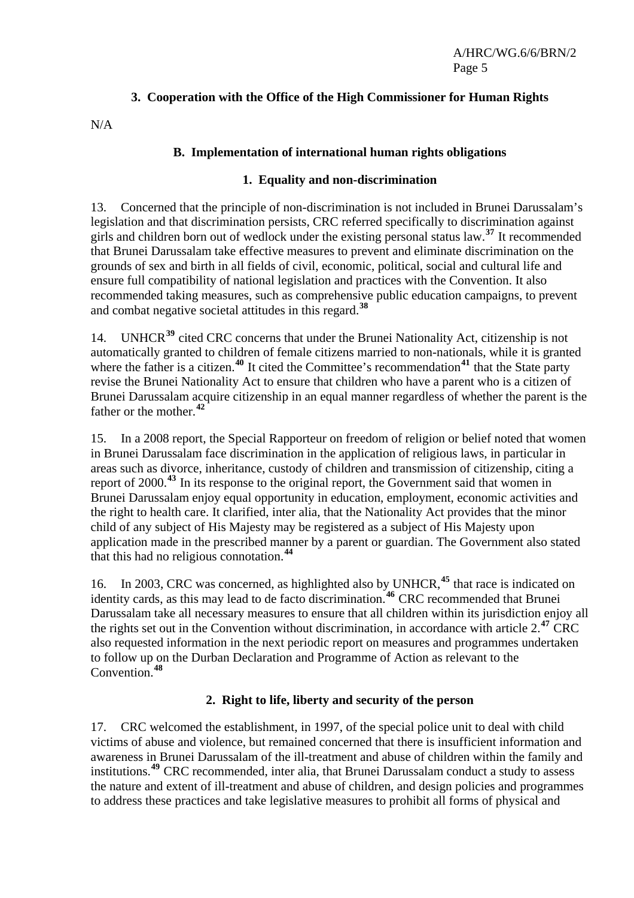### 3. Cooperation with the Office of the High Commissioner for Human Rights

N/A

## B. Implementation of international human rights obligations

### 1. Equality and non-discrimination

13. Concerned that the principle of non-discrimination is not included in Brunei Darussalam's legislation and that discrimination persists, CRC referred specifically to discrimination against girls and children born out of wedlock under the existing personal status law.[37] It recommended that Brunei Darussalam take effective measures to prevent and eliminate discrimination on the grounds of sex and birth in all fields of civil, economic, political, social and cultural life and ensure full compatibility of national legislation and practices with the Convention. It also recommended taking measures, such as comprehensive public education campaigns, to prevent and combat negative societal attitudes in this regard.[38]

14. UNHCR[39] cited CRC concerns that under the Brunei Nationality Act, citizenship is not automatically granted to children of female citizens married to non-nationals, while it is granted where the father is a citizen.[40] It cited the Committee's recommendation[41] that the State party revise the Brunei Nationality Act to ensure that children who have a parent who is a citizen of Brunei Darussalam acquire citizenship in an equal manner regardless of whether the parent is the father or the mother.[42]

15. In a 2008 report, the Special Rapporteur on freedom of religion or belief noted that women in Brunei Darussalam face discrimination in the application of religious laws, in particular in areas such as divorce, inheritance, custody of children and transmission of citizenship, citing a report of 2000.[43] In its response to the original report, the Government said that women in Brunei Darussalam enjoy equal opportunity in education, employment, economic activities and the right to health care. It clarified, inter alia, that the Nationality Act provides that the minor child of any subject of His Majesty may be registered as a subject of His Majesty upon application made in the prescribed manner by a parent or guardian. The Government also stated that this had no religious connotation.[44]

16. In 2003, CRC was concerned, as highlighted also by UNHCR,[45] that race is indicated on identity cards, as this may lead to de facto discrimination.[46] CRC recommended that Brunei Darussalam take all necessary measures to ensure that all children within its jurisdiction enjoy all the rights set out in the Convention without discrimination, in accordance with article 2.[47] CRC also requested information in the next periodic report on measures and programmes undertaken to follow up on the Durban Declaration and Programme of Action as relevant to the Convention.[48]

### 2. Right to life, liberty and security of the person

17. CRC welcomed the establishment, in 1997, of the special police unit to deal with child victims of abuse and violence, but remained concerned that there is insufficient information and awareness in Brunei Darussalam of the ill-treatment and abuse of children within the family and institutions.[49] CRC recommended, inter alia, that Brunei Darussalam conduct a study to assess the nature and extent of ill-treatment and abuse of children, and design policies and programmes to address these practices and take legislative measures to prohibit all forms of physical and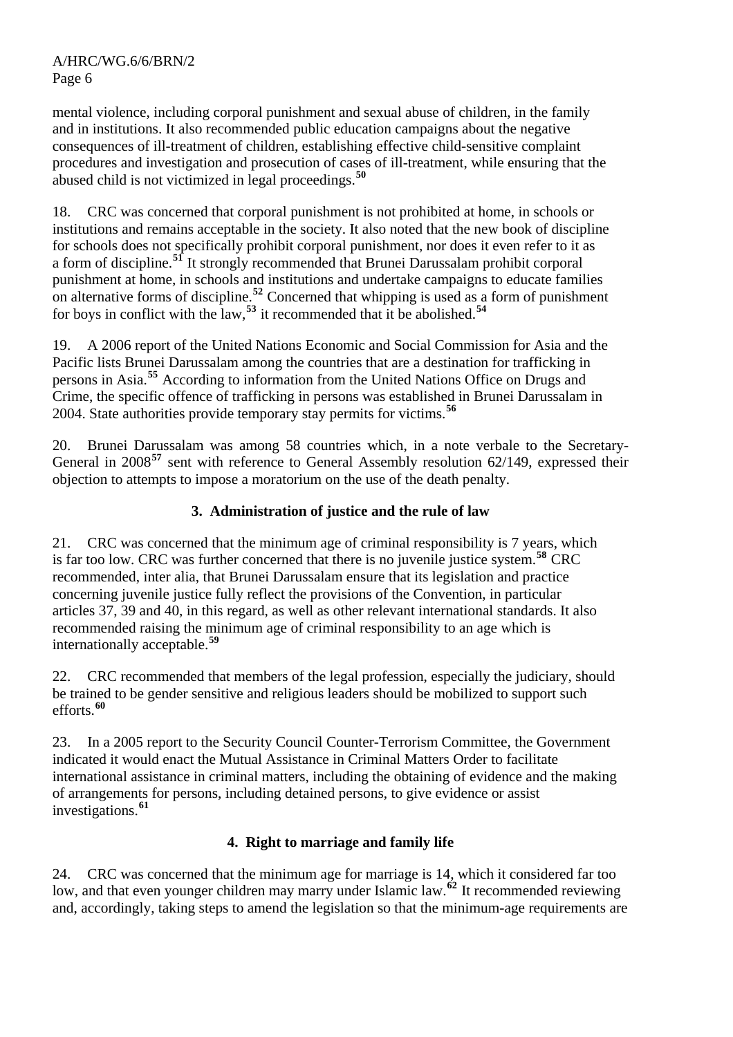mental violence, including corporal punishment and sexual abuse of children, in the family and in institutions. It also recommended public education campaigns about the negative consequences of ill-treatment of children, establishing effective child-sensitive complaint procedures and investigation and prosecution of cases of ill-treatment, while ensuring that the abused child is not victimized in legal proceedings.[50]

18. CRC was concerned that corporal punishment is not prohibited at home, in schools or institutions and remains acceptable in the society. It also noted that the new book of discipline for schools does not specifically prohibit corporal punishment, nor does it even refer to it as a form of discipline.[51] It strongly recommended that Brunei Darussalam prohibit corporal punishment at home, in schools and institutions and undertake campaigns to educate families on alternative forms of discipline.[52] Concerned that whipping is used as a form of punishment for boys in conflict with the law,[53] it recommended that it be abolished.[54]

19. A 2006 report of the United Nations Economic and Social Commission for Asia and the Pacific lists Brunei Darussalam among the countries that are a destination for trafficking in persons in Asia.[55] According to information from the United Nations Office on Drugs and Crime, the specific offence of trafficking in persons was established in Brunei Darussalam in 2004. State authorities provide temporary stay permits for victims.[56]

20. Brunei Darussalam was among 58 countries which, in a note verbale to the Secretary-General in 2008[57] sent with reference to General Assembly resolution 62/149, expressed their objection to attempts to impose a moratorium on the use of the death penalty.

### 3. Administration of justice and the rule of law

21. CRC was concerned that the minimum age of criminal responsibility is 7 years, which is far too low. CRC was further concerned that there is no juvenile justice system.[58] CRC recommended, inter alia, that Brunei Darussalam ensure that its legislation and practice concerning juvenile justice fully reflect the provisions of the Convention, in particular articles 37, 39 and 40, in this regard, as well as other relevant international standards. It also recommended raising the minimum age of criminal responsibility to an age which is internationally acceptable.[59]

22. CRC recommended that members of the legal profession, especially the judiciary, should be trained to be gender sensitive and religious leaders should be mobilized to support such efforts.[60]

23. In a 2005 report to the Security Council Counter-Terrorism Committee, the Government indicated it would enact the Mutual Assistance in Criminal Matters Order to facilitate international assistance in criminal matters, including the obtaining of evidence and the making of arrangements for persons, including detained persons, to give evidence or assist investigations.[61]

### 4. Right to marriage and family life

24. CRC was concerned that the minimum age for marriage is 14, which it considered far too low, and that even younger children may marry under Islamic law.[62] It recommended reviewing and, accordingly, taking steps to amend the legislation so that the minimum-age requirements are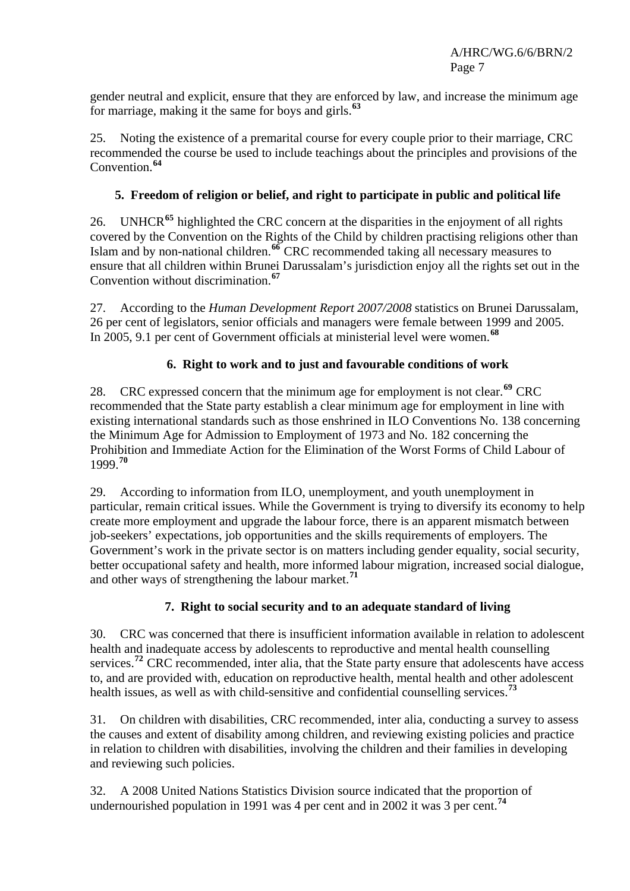gender neutral and explicit, ensure that they are enforced by law, and increase the minimum age for marriage, making it the same for boys and girls.[63]

25. Noting the existence of a premarital course for every couple prior to their marriage, CRC recommended the course be used to include teachings about the principles and provisions of the Convention.[64]

### 5. Freedom of religion or belief, and right to participate in public and political life

26. UNHCR[65] highlighted the CRC concern at the disparities in the enjoyment of all rights covered by the Convention on the Rights of the Child by children practising religions other than Islam and by non-national children.[66] CRC recommended taking all necessary measures to ensure that all children within Brunei Darussalam's jurisdiction enjoy all the rights set out in the Convention without discrimination.[67]

27. According to the *Human Development Report 2007/2008* statistics on Brunei Darussalam, 26 per cent of legislators, senior officials and managers were female between 1999 and 2005. In 2005, 9.1 per cent of Government officials at ministerial level were women.[68]

### 6. Right to work and to just and favourable conditions of work

28. CRC expressed concern that the minimum age for employment is not clear.[69] CRC recommended that the State party establish a clear minimum age for employment in line with existing international standards such as those enshrined in ILO Conventions No. 138 concerning the Minimum Age for Admission to Employment of 1973 and No. 182 concerning the Prohibition and Immediate Action for the Elimination of the Worst Forms of Child Labour of 1999.[70]

29. According to information from ILO, unemployment, and youth unemployment in particular, remain critical issues. While the Government is trying to diversify its economy to help create more employment and upgrade the labour force, there is an apparent mismatch between job-seekers' expectations, job opportunities and the skills requirements of employers. The Government's work in the private sector is on matters including gender equality, social security, better occupational safety and health, more informed labour migration, increased social dialogue, and other ways of strengthening the labour market.[71]

### 7. Right to social security and to an adequate standard of living

30. CRC was concerned that there is insufficient information available in relation to adolescent health and inadequate access by adolescents to reproductive and mental health counselling services.[72] CRC recommended, inter alia, that the State party ensure that adolescents have access to, and are provided with, education on reproductive health, mental health and other adolescent health issues, as well as with child-sensitive and confidential counselling services.[73]

31. On children with disabilities, CRC recommended, inter alia, conducting a survey to assess the causes and extent of disability among children, and reviewing existing policies and practice in relation to children with disabilities, involving the children and their families in developing and reviewing such policies.

32. A 2008 United Nations Statistics Division source indicated that the proportion of undernourished population in 1991 was 4 per cent and in 2002 it was 3 per cent.[74]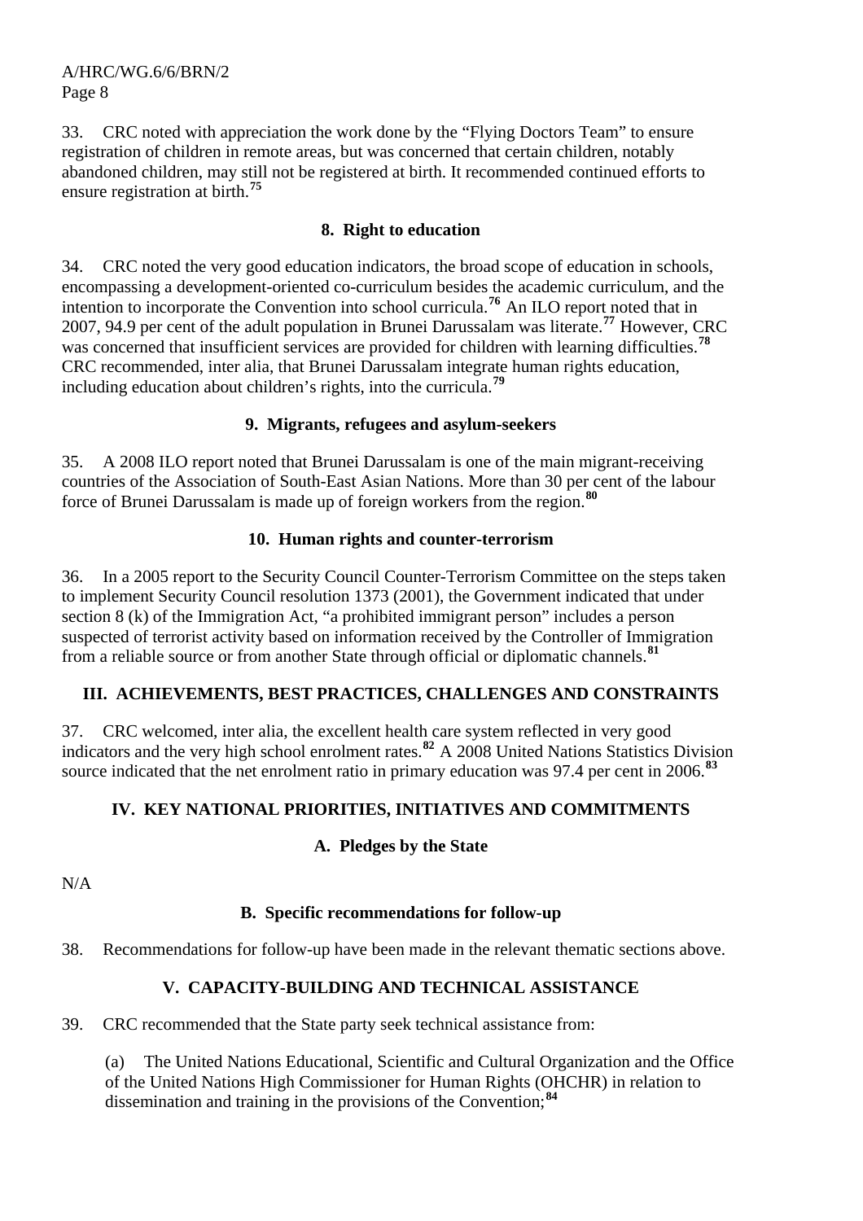33. CRC noted with appreciation the work done by the "Flying Doctors Team" to ensure registration of children in remote areas, but was concerned that certain children, notably abandoned children, may still not be registered at birth. It recommended continued efforts to ensure registration at birth.[75]

### 8. Right to education

34. CRC noted the very good education indicators, the broad scope of education in schools, encompassing a development-oriented co-curriculum besides the academic curriculum, and the intention to incorporate the Convention into school curricula.[76] An ILO report noted that in 2007, 94.9 per cent of the adult population in Brunei Darussalam was literate.[77] However, CRC was concerned that insufficient services are provided for children with learning difficulties.[78] CRC recommended, inter alia, that Brunei Darussalam integrate human rights education, including education about children's rights, into the curricula.[79]

### 9. Migrants, refugees and asylum-seekers

35. A 2008 ILO report noted that Brunei Darussalam is one of the main migrant-receiving countries of the Association of South-East Asian Nations. More than 30 per cent of the labour force of Brunei Darussalam is made up of foreign workers from the region.[80]

### 10. Human rights and counter-terrorism

36. In a 2005 report to the Security Council Counter-Terrorism Committee on the steps taken to implement Security Council resolution 1373 (2001), the Government indicated that under section 8 (k) of the Immigration Act, "a prohibited immigrant person" includes a person suspected of terrorist activity based on information received by the Controller of Immigration from a reliable source or from another State through official or diplomatic channels.[81]

## III. ACHIEVEMENTS, BEST PRACTICES, CHALLENGES AND CONSTRAINTS

37. CRC welcomed, inter alia, the excellent health care system reflected in very good indicators and the very high school enrolment rates.[82] A 2008 United Nations Statistics Division source indicated that the net enrolment ratio in primary education was 97.4 per cent in 2006.[83]

## IV. KEY NATIONAL PRIORITIES, INITIATIVES AND COMMITMENTS

### A. Pledges by the State

N/A

### B. Specific recommendations for follow-up

38. Recommendations for follow-up have been made in the relevant thematic sections above.

## V. CAPACITY-BUILDING AND TECHNICAL ASSISTANCE

39. CRC recommended that the State party seek technical assistance from:

(a) The United Nations Educational, Scientific and Cultural Organization and the Office of the United Nations High Commissioner for Human Rights (OHCHR) in relation to dissemination and training in the provisions of the Convention;[84]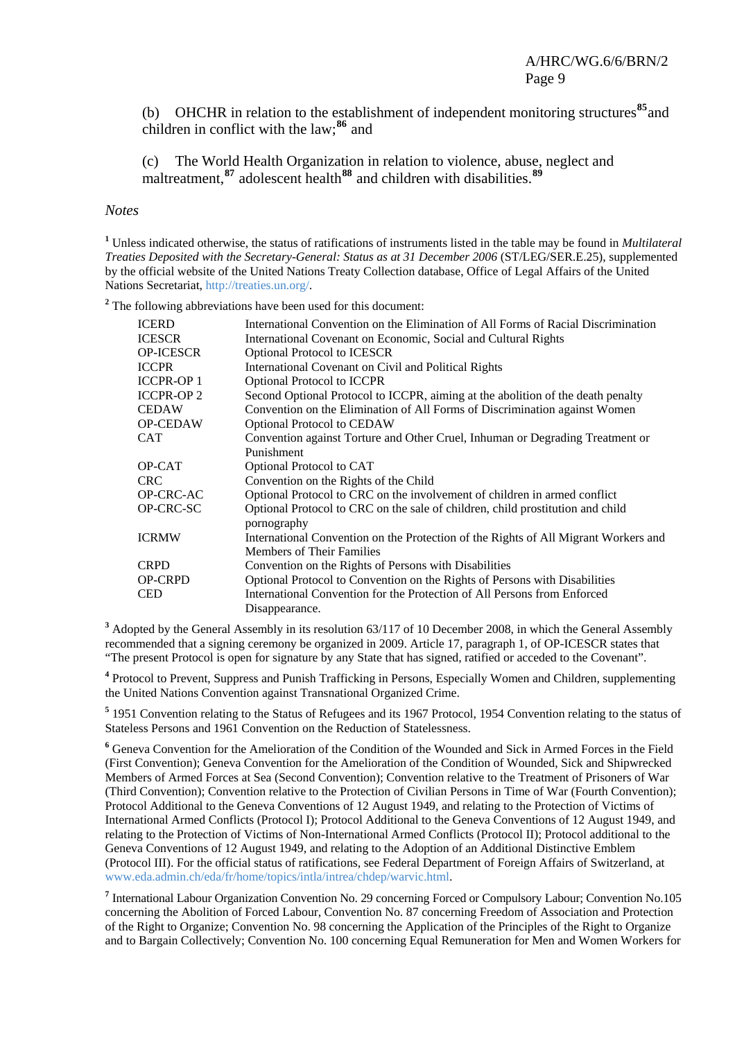(b) OHCHR in relation to the establishment of independent monitoring structures[85] and children in conflict with the law;[86] and

(c) The World Health Organization in relation to violence, abuse, neglect and maltreatment,[87] adolescent health[88] and children with disabilities.[89]

*Notes*

[1] Unless indicated otherwise, the status of ratifications of instruments listed in the table may be found in *Multilateral Treaties Deposited with the Secretary-General: Status as at 31 December 2006* (ST/LEG/SER.E.25), supplemented by the official website of the United Nations Treaty Collection database, Office of Legal Affairs of the United Nations Secretariat, http://treaties.un.org/.

[2] The following abbreviations have been used for this document:

| | |
|---|---|
| ICERD | International Convention on the Elimination of All Forms of Racial Discrimination |
| ICESCR | International Covenant on Economic, Social and Cultural Rights |
| OP-ICESCR | Optional Protocol to ICESCR |
| ICCPR | International Covenant on Civil and Political Rights |
| ICCPR-OP 1 | Optional Protocol to ICCPR |
| ICCPR-OP 2 | Second Optional Protocol to ICCPR, aiming at the abolition of the death penalty |
| CEDAW | Convention on the Elimination of All Forms of Discrimination against Women |
| OP-CEDAW | Optional Protocol to CEDAW |
| CAT | Convention against Torture and Other Cruel, Inhuman or Degrading Treatment or Punishment |
| OP-CAT | Optional Protocol to CAT |
| CRC | Convention on the Rights of the Child |
| OP-CRC-AC | Optional Protocol to CRC on the involvement of children in armed conflict |
| OP-CRC-SC | Optional Protocol to CRC on the sale of children, child prostitution and child pornography |
| ICRMW | International Convention on the Protection of the Rights of All Migrant Workers and Members of Their Families |
| CRPD | Convention on the Rights of Persons with Disabilities |
| OP-CRPD | Optional Protocol to Convention on the Rights of Persons with Disabilities |
| CED | International Convention for the Protection of All Persons from Enforced Disappearance. |

[3] Adopted by the General Assembly in its resolution 63/117 of 10 December 2008, in which the General Assembly recommended that a signing ceremony be organized in 2009. Article 17, paragraph 1, of OP-ICESCR states that "The present Protocol is open for signature by any State that has signed, ratified or acceded to the Covenant".

[4] Protocol to Prevent, Suppress and Punish Trafficking in Persons, Especially Women and Children, supplementing the United Nations Convention against Transnational Organized Crime.

[5] 1951 Convention relating to the Status of Refugees and its 1967 Protocol, 1954 Convention relating to the status of Stateless Persons and 1961 Convention on the Reduction of Statelessness.

[6] Geneva Convention for the Amelioration of the Condition of the Wounded and Sick in Armed Forces in the Field (First Convention); Geneva Convention for the Amelioration of the Condition of Wounded, Sick and Shipwrecked Members of Armed Forces at Sea (Second Convention); Convention relative to the Treatment of Prisoners of War (Third Convention); Convention relative to the Protection of Civilian Persons in Time of War (Fourth Convention); Protocol Additional to the Geneva Conventions of 12 August 1949, and relating to the Protection of Victims of International Armed Conflicts (Protocol I); Protocol Additional to the Geneva Conventions of 12 August 1949, and relating to the Protection of Victims of Non-International Armed Conflicts (Protocol II); Protocol additional to the Geneva Conventions of 12 August 1949, and relating to the Adoption of an Additional Distinctive Emblem (Protocol III). For the official status of ratifications, see Federal Department of Foreign Affairs of Switzerland, at www.eda.admin.ch/eda/fr/home/topics/intla/intrea/chdep/warvic.html.

[7] International Labour Organization Convention No. 29 concerning Forced or Compulsory Labour; Convention No.105 concerning the Abolition of Forced Labour, Convention No. 87 concerning Freedom of Association and Protection of the Right to Organize; Convention No. 98 concerning the Application of the Principles of the Right to Organize and to Bargain Collectively; Convention No. 100 concerning Equal Remuneration for Men and Women Workers for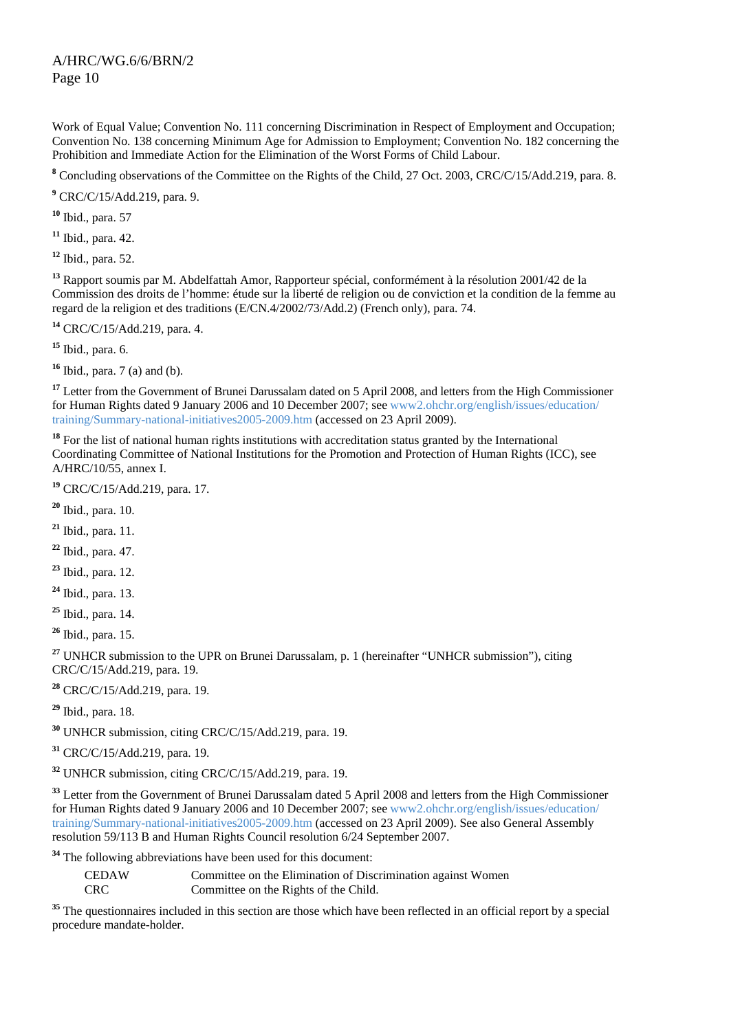Work of Equal Value; Convention No. 111 concerning Discrimination in Respect of Employment and Occupation; Convention No. 138 concerning Minimum Age for Admission to Employment; Convention No. 182 concerning the Prohibition and Immediate Action for the Elimination of the Worst Forms of Child Labour.

[8] Concluding observations of the Committee on the Rights of the Child, 27 Oct. 2003, CRC/C/15/Add.219, para. 8.

[9] CRC/C/15/Add.219, para. 9.

[10] Ibid., para. 57

[11] Ibid., para. 42.

[12] Ibid., para. 52.

[13] Rapport soumis par M. Abdelfattah Amor, Rapporteur spécial, conformément à la résolution 2001/42 de la Commission des droits de l'homme: étude sur la liberté de religion ou de conviction et la condition de la femme au regard de la religion et des traditions (E/CN.4/2002/73/Add.2) (French only), para. 74.

[14] CRC/C/15/Add.219, para. 4.

[15] Ibid., para. 6.

[16] Ibid., para. 7 (a) and (b).

[17] Letter from the Government of Brunei Darussalam dated on 5 April 2008, and letters from the High Commissioner for Human Rights dated 9 January 2006 and 10 December 2007; see www2.ohchr.org/english/issues/education/training/Summary-national-initiatives2005-2009.htm (accessed on 23 April 2009).

[18] For the list of national human rights institutions with accreditation status granted by the International Coordinating Committee of National Institutions for the Promotion and Protection of Human Rights (ICC), see A/HRC/10/55, annex I.

[19] CRC/C/15/Add.219, para. 17.

[20] Ibid., para. 10.

[21] Ibid., para. 11.

[22] Ibid., para. 47.

[23] Ibid., para. 12.

[24] Ibid., para. 13.

[25] Ibid., para. 14.

[26] Ibid., para. 15.

[27] UNHCR submission to the UPR on Brunei Darussalam, p. 1 (hereinafter "UNHCR submission"), citing CRC/C/15/Add.219, para. 19.

[28] CRC/C/15/Add.219, para. 19.

[29] Ibid., para. 18.

[30] UNHCR submission, citing CRC/C/15/Add.219, para. 19.

[31] CRC/C/15/Add.219, para. 19.

[32] UNHCR submission, citing CRC/C/15/Add.219, para. 19.

[33] Letter from the Government of Brunei Darussalam dated 5 April 2008 and letters from the High Commissioner for Human Rights dated 9 January 2006 and 10 December 2007; see www2.ohchr.org/english/issues/education/training/Summary-national-initiatives2005-2009.htm (accessed on 23 April 2009). See also General Assembly resolution 59/113 B and Human Rights Council resolution 6/24 September 2007.

[34] The following abbreviations have been used for this document:

| | |
|---|---|
| CEDAW | Committee on the Elimination of Discrimination against Women |
| CRC | Committee on the Rights of the Child. |

[35] The questionnaires included in this section are those which have been reflected in an official report by a special procedure mandate-holder.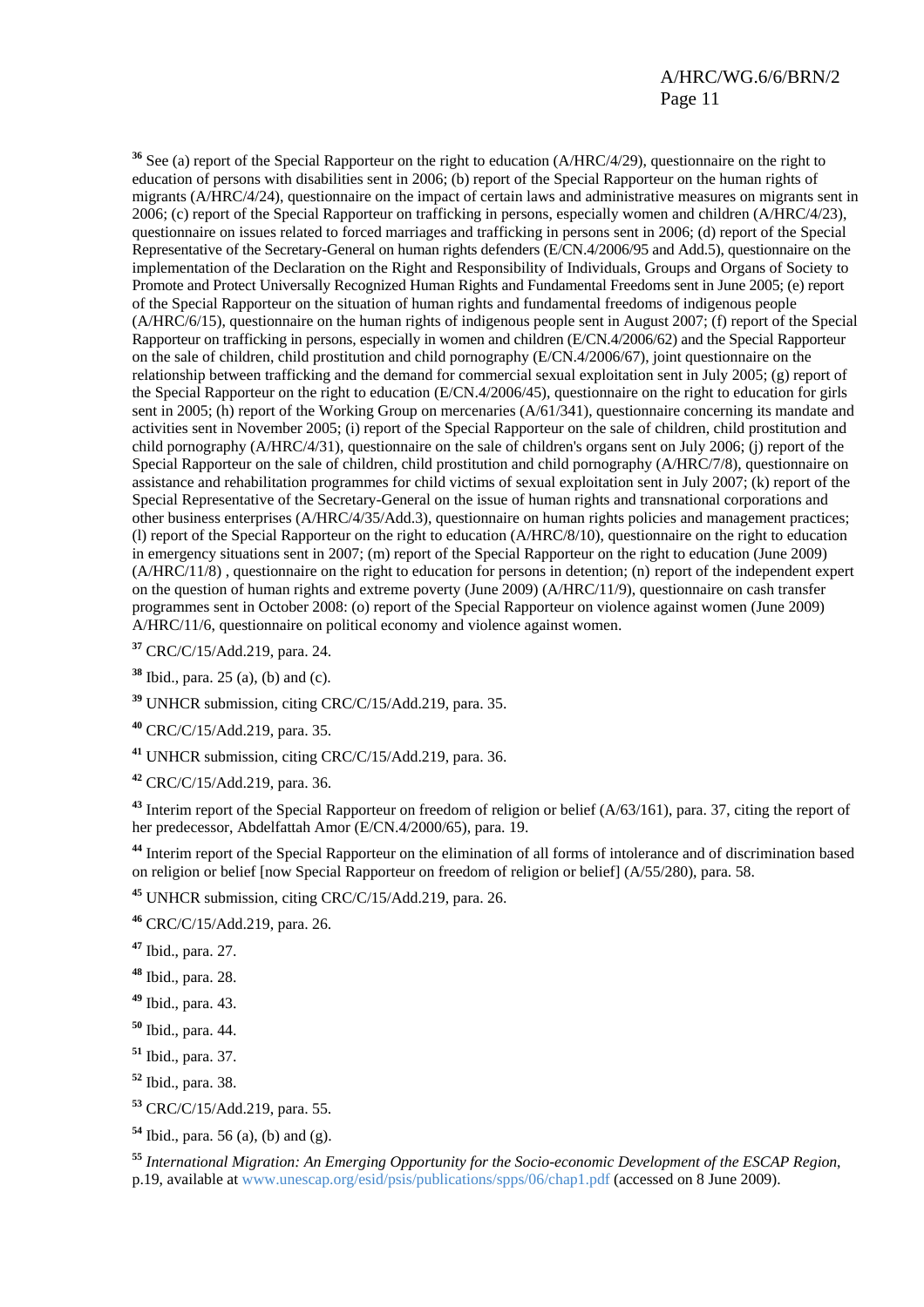[36] See (a) report of the Special Rapporteur on the right to education (A/HRC/4/29), questionnaire on the right to education of persons with disabilities sent in 2006; (b) report of the Special Rapporteur on the human rights of migrants (A/HRC/4/24), questionnaire on the impact of certain laws and administrative measures on migrants sent in 2006; (c) report of the Special Rapporteur on trafficking in persons, especially women and children (A/HRC/4/23), questionnaire on issues related to forced marriages and trafficking in persons sent in 2006; (d) report of the Special Representative of the Secretary-General on human rights defenders (E/CN.4/2006/95 and Add.5), questionnaire on the implementation of the Declaration on the Right and Responsibility of Individuals, Groups and Organs of Society to Promote and Protect Universally Recognized Human Rights and Fundamental Freedoms sent in June 2005; (e) report of the Special Rapporteur on the situation of human rights and fundamental freedoms of indigenous people (A/HRC/6/15), questionnaire on the human rights of indigenous people sent in August 2007; (f) report of the Special Rapporteur on trafficking in persons, especially in women and children (E/CN.4/2006/62) and the Special Rapporteur on the sale of children, child prostitution and child pornography (E/CN.4/2006/67), joint questionnaire on the relationship between trafficking and the demand for commercial sexual exploitation sent in July 2005; (g) report of the Special Rapporteur on the right to education (E/CN.4/2006/45), questionnaire on the right to education for girls sent in 2005; (h) report of the Working Group on mercenaries (A/61/341), questionnaire concerning its mandate and activities sent in November 2005; (i) report of the Special Rapporteur on the sale of children, child prostitution and child pornography (A/HRC/4/31), questionnaire on the sale of children's organs sent on July 2006; (j) report of the Special Rapporteur on the sale of children, child prostitution and child pornography (A/HRC/7/8), questionnaire on assistance and rehabilitation programmes for child victims of sexual exploitation sent in July 2007; (k) report of the Special Representative of the Secretary-General on the issue of human rights and transnational corporations and other business enterprises (A/HRC/4/35/Add.3), questionnaire on human rights policies and management practices; (l) report of the Special Rapporteur on the right to education (A/HRC/8/10), questionnaire on the right to education in emergency situations sent in 2007; (m) report of the Special Rapporteur on the right to education (June 2009) (A/HRC/11/8) , questionnaire on the right to education for persons in detention; (n) report of the independent expert on the question of human rights and extreme poverty (June 2009) (A/HRC/11/9), questionnaire on cash transfer programmes sent in October 2008: (o) report of the Special Rapporteur on violence against women (June 2009) A/HRC/11/6, questionnaire on political economy and violence against women.

[37] CRC/C/15/Add.219, para. 24.

[38] Ibid., para. 25 (a), (b) and (c).

[39] UNHCR submission, citing CRC/C/15/Add.219, para. 35.

[40] CRC/C/15/Add.219, para. 35.

[41] UNHCR submission, citing CRC/C/15/Add.219, para. 36.

[42] CRC/C/15/Add.219, para. 36.

[43] Interim report of the Special Rapporteur on freedom of religion or belief (A/63/161), para. 37, citing the report of her predecessor, Abdelfattah Amor (E/CN.4/2000/65), para. 19.

[44] Interim report of the Special Rapporteur on the elimination of all forms of intolerance and of discrimination based on religion or belief [now Special Rapporteur on freedom of religion or belief] (A/55/280), para. 58.

[45] UNHCR submission, citing CRC/C/15/Add.219, para. 26.

[46] CRC/C/15/Add.219, para. 26.

[47] Ibid., para. 27.

[48] Ibid., para. 28.

[49] Ibid., para. 43.

[50] Ibid., para. 44.

[51] Ibid., para. 37.

[52] Ibid., para. 38.

[53] CRC/C/15/Add.219, para. 55.

[54] Ibid., para. 56 (a), (b) and (g).

[55] *International Migration: An Emerging Opportunity for the Socio-economic Development of the ESCAP Region*, p.19, available at www.unescap.org/esid/psis/publications/spps/06/chap1.pdf (accessed on 8 June 2009).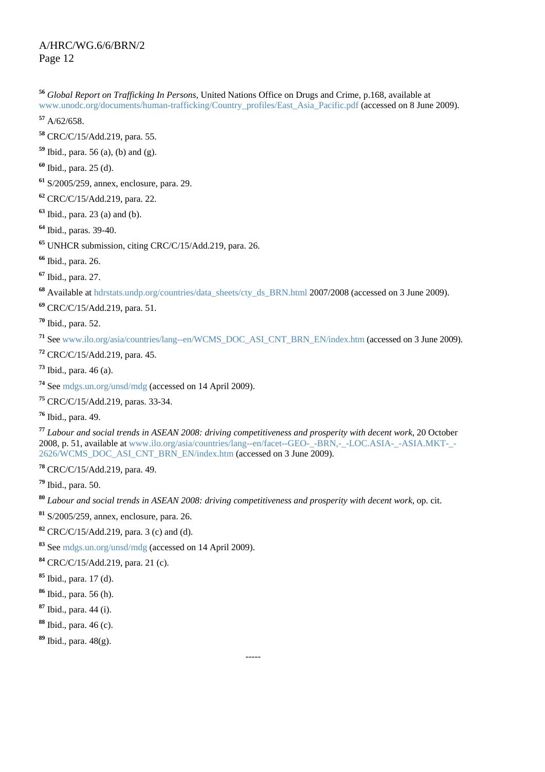[56] *Global Report on Trafficking In Persons*, United Nations Office on Drugs and Crime, p.168, available at www.unodc.org/documents/human-trafficking/Country_profiles/East_Asia_Pacific.pdf (accessed on 8 June 2009).

[57] A/62/658.

[58] CRC/C/15/Add.219, para. 55.

[59] Ibid., para. 56 (a), (b) and (g).

[60] Ibid., para. 25 (d).

[61] S/2005/259, annex, enclosure, para. 29.

[62] CRC/C/15/Add.219, para. 22.

[63] Ibid., para. 23 (a) and (b).

[64] Ibid., paras. 39-40.

[65] UNHCR submission, citing CRC/C/15/Add.219, para. 26.

[66] Ibid., para. 26.

[67] Ibid., para. 27.

[68] Available at hdrstats.undp.org/countries/data_sheets/cty_ds_BRN.html 2007/2008 (accessed on 3 June 2009).

[69] CRC/C/15/Add.219, para. 51.

[70] Ibid., para. 52.

[71] See www.ilo.org/asia/countries/lang--en/WCMS_DOC_ASI_CNT_BRN_EN/index.htm (accessed on 3 June 2009).

[72] CRC/C/15/Add.219, para. 45.

[73] Ibid., para. 46 (a).

[74] See mdgs.un.org/unsd/mdg (accessed on 14 April 2009).

[75] CRC/C/15/Add.219, paras. 33-34.

[76] Ibid., para. 49.

[77] *Labour and social trends in ASEAN 2008: driving competitiveness and prosperity with decent work*, 20 October 2008, p. 51, available at www.ilo.org/asia/countries/lang--en/facet--GEO-_-BRN,-_-LOC.ASIA-_-ASIA.MKT-_-2626/WCMS_DOC_ASI_CNT_BRN_EN/index.htm (accessed on 3 June 2009).

[78] CRC/C/15/Add.219, para. 49.

[79] Ibid., para. 50.

[80] *Labour and social trends in ASEAN 2008: driving competitiveness and prosperity with decent work*, op. cit.

[81] S/2005/259, annex, enclosure, para. 26.

[82] CRC/C/15/Add.219, para. 3 (c) and (d).

[83] See mdgs.un.org/unsd/mdg (accessed on 14 April 2009).

[84] CRC/C/15/Add.219, para. 21 (c).

[85] Ibid., para. 17 (d).

[86] Ibid., para. 56 (h).

[87] Ibid., para. 44 (i).

[88] Ibid., para. 46 (c).

[89] Ibid., para. 48(g).

-----